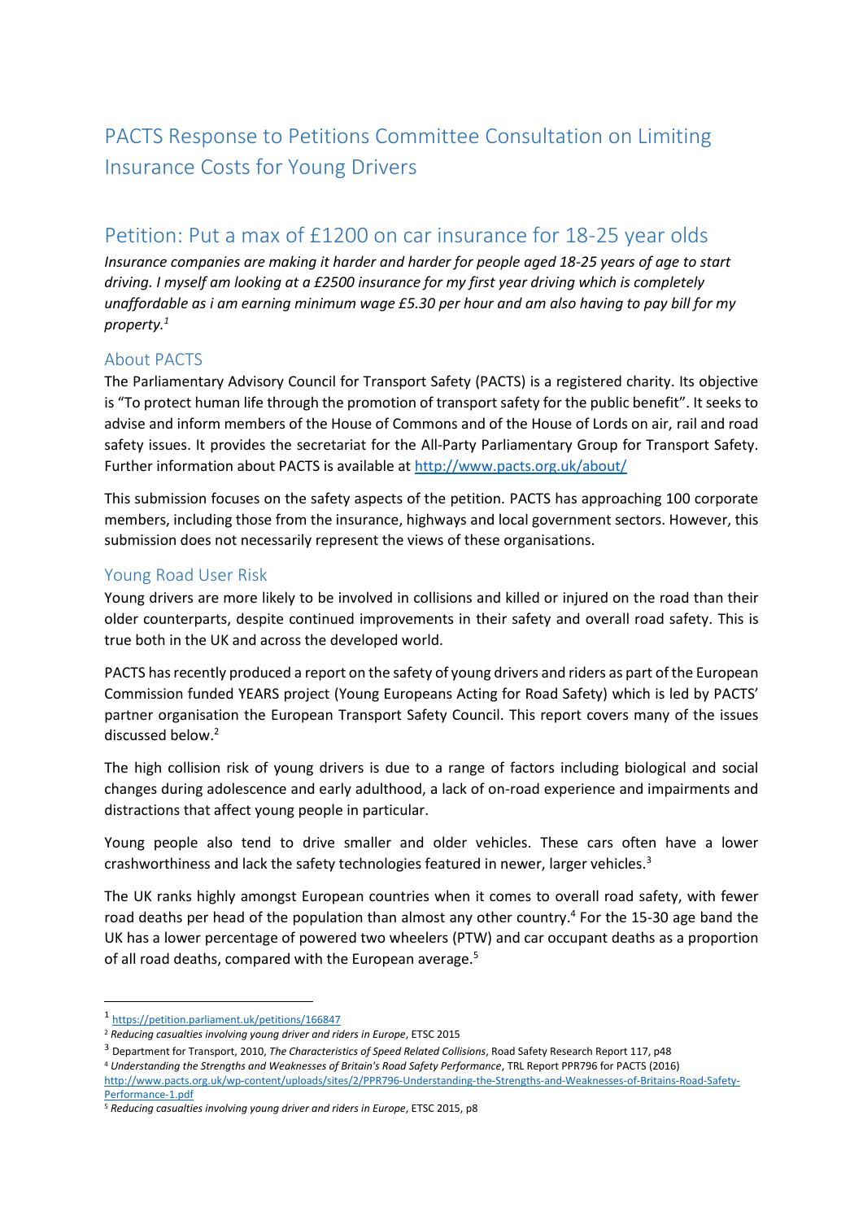# PACTS Response to Petitions Committee Consultation on Limiting Insurance Costs for Young Drivers

## Petition: Put a max of £1200 on car insurance for 18-25 year olds

*Insurance companies are making it harder and harder for people aged 18-25 years of age to start driving. I myself am looking at a £2500 insurance for my first year driving which is completely unaffordable as i am earning minimum wage £5.30 per hour and am also having to pay bill for my property.*[1]

### About PACTS

The Parliamentary Advisory Council for Transport Safety (PACTS) is a registered charity. Its objective is "To protect human life through the promotion of transport safety for the public benefit". It seeks to advise and inform members of the House of Commons and of the House of Lords on air, rail and road safety issues. It provides the secretariat for the All-Party Parliamentary Group for Transport Safety. Further information about PACTS is available at http://www.pacts.org.uk/about/

This submission focuses on the safety aspects of the petition. PACTS has approaching 100 corporate members, including those from the insurance, highways and local government sectors. However, this submission does not necessarily represent the views of these organisations.

### Young Road User Risk

Young drivers are more likely to be involved in collisions and killed or injured on the road than their older counterparts, despite continued improvements in their safety and overall road safety. This is true both in the UK and across the developed world.

PACTS has recently produced a report on the safety of young drivers and riders as part of the European Commission funded YEARS project (Young Europeans Acting for Road Safety) which is led by PACTS' partner organisation the European Transport Safety Council. This report covers many of the issues discussed below.[2]

The high collision risk of young drivers is due to a range of factors including biological and social changes during adolescence and early adulthood, a lack of on-road experience and impairments and distractions that affect young people in particular.

Young people also tend to drive smaller and older vehicles. These cars often have a lower crashworthiness and lack the safety technologies featured in newer, larger vehicles.[3]

The UK ranks highly amongst European countries when it comes to overall road safety, with fewer road deaths per head of the population than almost any other country.[4] For the 15-30 age band the UK has a lower percentage of powered two wheelers (PTW) and car occupant deaths as a proportion of all road deaths, compared with the European average.[5]

---

[1] https://petition.parliament.uk/petitions/166847

[2] *Reducing casualties involving young driver and riders in Europe*, ETSC 2015

[3] Department for Transport, 2010, *The Characteristics of Speed Related Collisions*, Road Safety Research Report 117, p48

[4] *Understanding the Strengths and Weaknesses of Britain's Road Safety Performance*, TRL Report PPR796 for PACTS (2016) http://www.pacts.org.uk/wp-content/uploads/sites/2/PPR796-Understanding-the-Strengths-and-Weaknesses-of-Britains-Road-Safety-Performance-1.pdf

[5] *Reducing casualties involving young driver and riders in Europe*, ETSC 2015, p8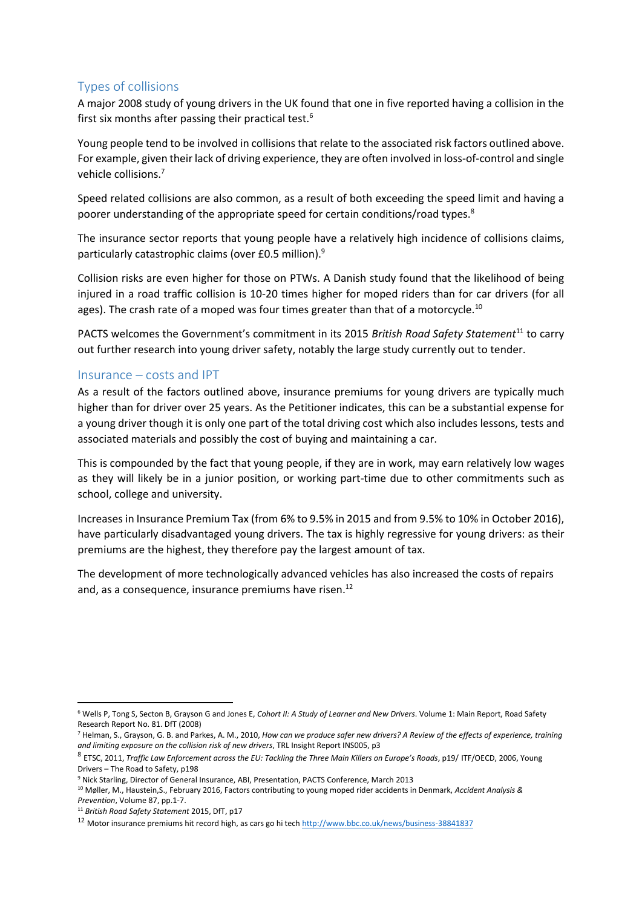## Types of collisions

A major 2008 study of young drivers in the UK found that one in five reported having a collision in the first six months after passing their practical test.[6]

Young people tend to be involved in collisions that relate to the associated risk factors outlined above. For example, given their lack of driving experience, they are often involved in loss-of-control and single vehicle collisions.[7]

Speed related collisions are also common, as a result of both exceeding the speed limit and having a poorer understanding of the appropriate speed for certain conditions/road types.[8]

The insurance sector reports that young people have a relatively high incidence of collisions claims, particularly catastrophic claims (over £0.5 million).[9]

Collision risks are even higher for those on PTWs. A Danish study found that the likelihood of being injured in a road traffic collision is 10-20 times higher for moped riders than for car drivers (for all ages). The crash rate of a moped was four times greater than that of a motorcycle.[10]

PACTS welcomes the Government's commitment in its 2015 *British Road Safety Statement*[11] to carry out further research into young driver safety, notably the large study currently out to tender.

## Insurance – costs and IPT

As a result of the factors outlined above, insurance premiums for young drivers are typically much higher than for driver over 25 years. As the Petitioner indicates, this can be a substantial expense for a young driver though it is only one part of the total driving cost which also includes lessons, tests and associated materials and possibly the cost of buying and maintaining a car.

This is compounded by the fact that young people, if they are in work, may earn relatively low wages as they will likely be in a junior position, or working part-time due to other commitments such as school, college and university.

Increases in Insurance Premium Tax (from 6% to 9.5% in 2015 and from 9.5% to 10% in October 2016), have particularly disadvantaged young drivers. The tax is highly regressive for young drivers: as their premiums are the highest, they therefore pay the largest amount of tax.

The development of more technologically advanced vehicles has also increased the costs of repairs and, as a consequence, insurance premiums have risen.[12]

---

[6] Wells P, Tong S, Secton B, Grayson G and Jones E, *Cohort II: A Study of Learner and New Drivers*. Volume 1: Main Report, Road Safety Research Report No. 81. DfT (2008)

[7] Helman, S., Grayson, G. B. and Parkes, A. M., 2010, *How can we produce safer new drivers? A Review of the effects of experience, training and limiting exposure on the collision risk of new drivers*, TRL Insight Report INS005, p3

[8] ETSC, 2011, *Traffic Law Enforcement across the EU: Tackling the Three Main Killers on Europe's Roads*, p19/ ITF/OECD, 2006, Young Drivers – The Road to Safety, p198

[9] Nick Starling, Director of General Insurance, ABI, Presentation, PACTS Conference, March 2013

[10] Møller, M., Haustein,S., February 2016, Factors contributing to young moped rider accidents in Denmark, *Accident Analysis & Prevention*, Volume 87, pp.1-7.

[11] *British Road Safety Statement* 2015, DfT, p17

[12] Motor insurance premiums hit record high, as cars go hi tech http://www.bbc.co.uk/news/business-38841837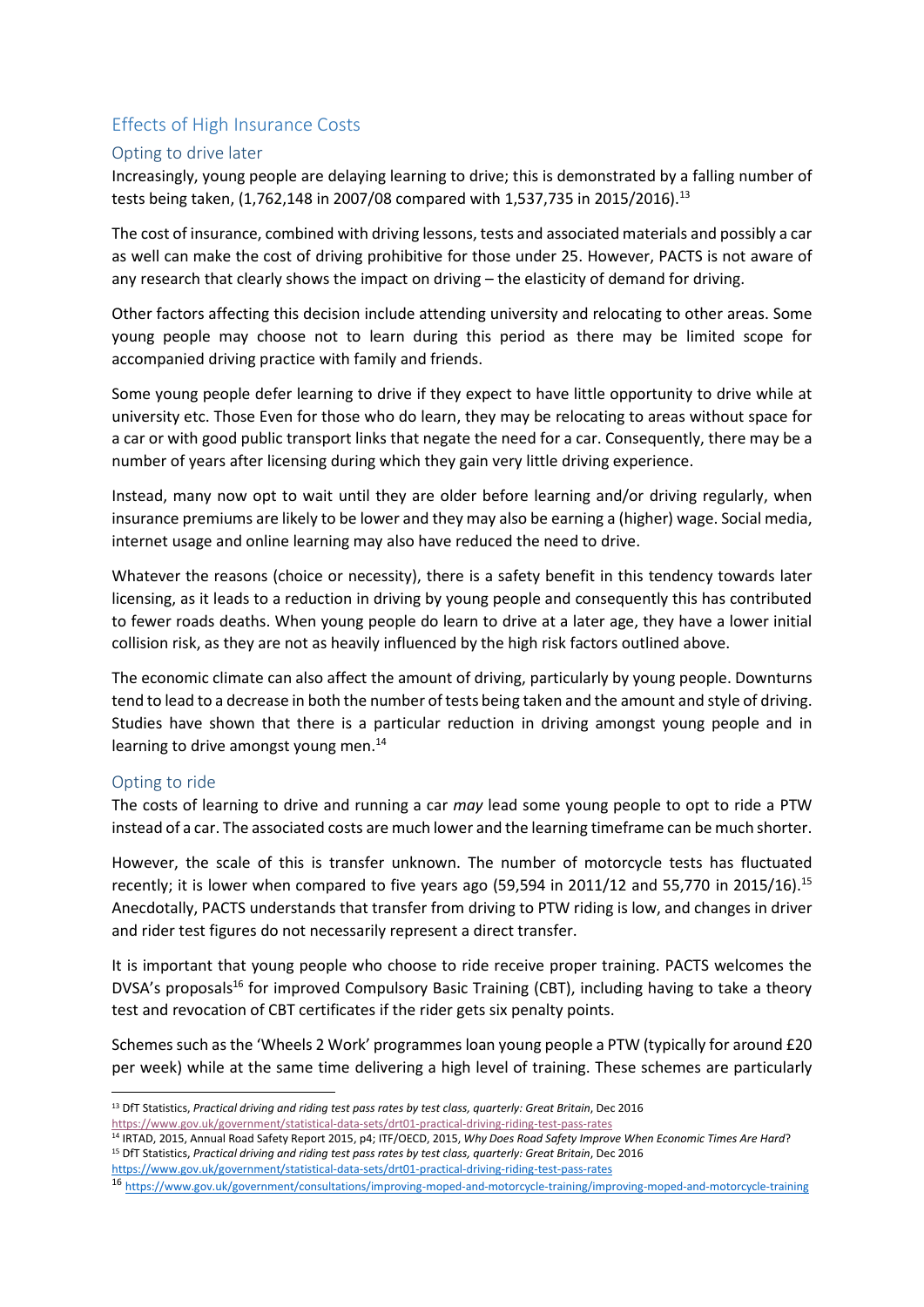## Effects of High Insurance Costs

### Opting to drive later

Increasingly, young people are delaying learning to drive; this is demonstrated by a falling number of tests being taken, (1,762,148 in 2007/08 compared with 1,537,735 in 2015/2016).[13]

The cost of insurance, combined with driving lessons, tests and associated materials and possibly a car as well can make the cost of driving prohibitive for those under 25. However, PACTS is not aware of any research that clearly shows the impact on driving – the elasticity of demand for driving.

Other factors affecting this decision include attending university and relocating to other areas. Some young people may choose not to learn during this period as there may be limited scope for accompanied driving practice with family and friends.

Some young people defer learning to drive if they expect to have little opportunity to drive while at university etc. Those Even for those who do learn, they may be relocating to areas without space for a car or with good public transport links that negate the need for a car. Consequently, there may be a number of years after licensing during which they gain very little driving experience.

Instead, many now opt to wait until they are older before learning and/or driving regularly, when insurance premiums are likely to be lower and they may also be earning a (higher) wage. Social media, internet usage and online learning may also have reduced the need to drive.

Whatever the reasons (choice or necessity), there is a safety benefit in this tendency towards later licensing, as it leads to a reduction in driving by young people and consequently this has contributed to fewer roads deaths. When young people do learn to drive at a later age, they have a lower initial collision risk, as they are not as heavily influenced by the high risk factors outlined above.

The economic climate can also affect the amount of driving, particularly by young people. Downturns tend to lead to a decrease in both the number of tests being taken and the amount and style of driving. Studies have shown that there is a particular reduction in driving amongst young people and in learning to drive amongst young men.[14]

### Opting to ride

The costs of learning to drive and running a car *may* lead some young people to opt to ride a PTW instead of a car. The associated costs are much lower and the learning timeframe can be much shorter.

However, the scale of this is transfer unknown. The number of motorcycle tests has fluctuated recently; it is lower when compared to five years ago (59,594 in 2011/12 and 55,770 in 2015/16).[15] Anecdotally, PACTS understands that transfer from driving to PTW riding is low, and changes in driver and rider test figures do not necessarily represent a direct transfer.

It is important that young people who choose to ride receive proper training. PACTS welcomes the DVSA's proposals[16] for improved Compulsory Basic Training (CBT), including having to take a theory test and revocation of CBT certificates if the rider gets six penalty points.

Schemes such as the 'Wheels 2 Work' programmes loan young people a PTW (typically for around £20 per week) while at the same time delivering a high level of training. These schemes are particularly

---

[13] DfT Statistics, *Practical driving and riding test pass rates by test class, quarterly: Great Britain*, Dec 2016 https://www.gov.uk/government/statistical-data-sets/drt01-practical-driving-riding-test-pass-rates

[14] IRTAD, 2015, Annual Road Safety Report 2015, p4; ITF/OECD, 2015, *Why Does Road Safety Improve When Economic Times Are Hard*?

[15] DfT Statistics, *Practical driving and riding test pass rates by test class, quarterly: Great Britain*, Dec 2016 https://www.gov.uk/government/statistical-data-sets/drt01-practical-driving-riding-test-pass-rates

[16] https://www.gov.uk/government/consultations/improving-moped-and-motorcycle-training/improving-moped-and-motorcycle-training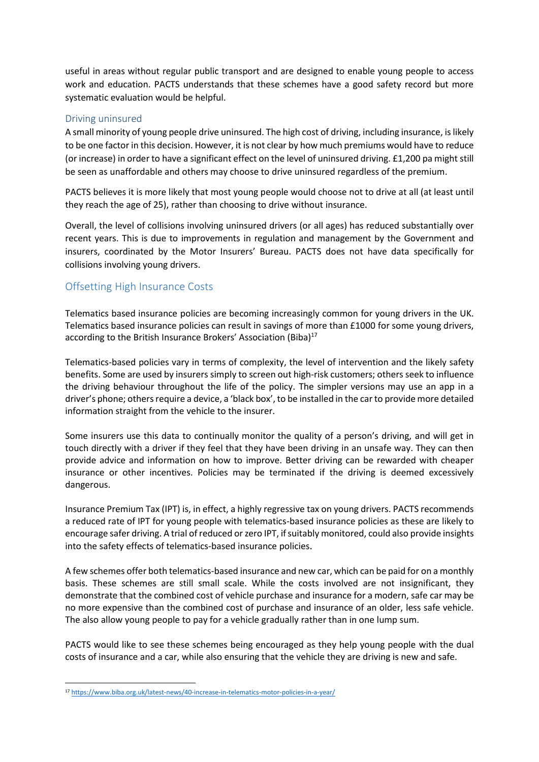useful in areas without regular public transport and are designed to enable young people to access work and education. PACTS understands that these schemes have a good safety record but more systematic evaluation would be helpful.

### Driving uninsured

A small minority of young people drive uninsured. The high cost of driving, including insurance, is likely to be one factor in this decision. However, it is not clear by how much premiums would have to reduce (or increase) in order to have a significant effect on the level of uninsured driving. £1,200 pa might still be seen as unaffordable and others may choose to drive uninsured regardless of the premium.

PACTS believes it is more likely that most young people would choose not to drive at all (at least until they reach the age of 25), rather than choosing to drive without insurance.

Overall, the level of collisions involving uninsured drivers (or all ages) has reduced substantially over recent years. This is due to improvements in regulation and management by the Government and insurers, coordinated by the Motor Insurers' Bureau. PACTS does not have data specifically for collisions involving young drivers.

## Offsetting High Insurance Costs

Telematics based insurance policies are becoming increasingly common for young drivers in the UK. Telematics based insurance policies can result in savings of more than £1000 for some young drivers, according to the British Insurance Brokers' Association (Biba)[17]

Telematics-based policies vary in terms of complexity, the level of intervention and the likely safety benefits. Some are used by insurers simply to screen out high-risk customers; others seek to influence the driving behaviour throughout the life of the policy. The simpler versions may use an app in a driver's phone; others require a device, a 'black box', to be installed in the car to provide more detailed information straight from the vehicle to the insurer.

Some insurers use this data to continually monitor the quality of a person's driving, and will get in touch directly with a driver if they feel that they have been driving in an unsafe way. They can then provide advice and information on how to improve. Better driving can be rewarded with cheaper insurance or other incentives. Policies may be terminated if the driving is deemed excessively dangerous.

Insurance Premium Tax (IPT) is, in effect, a highly regressive tax on young drivers. PACTS recommends a reduced rate of IPT for young people with telematics-based insurance policies as these are likely to encourage safer driving. A trial of reduced or zero IPT, if suitably monitored, could also provide insights into the safety effects of telematics-based insurance policies.

A few schemes offer both telematics-based insurance and new car, which can be paid for on a monthly basis. These schemes are still small scale. While the costs involved are not insignificant, they demonstrate that the combined cost of vehicle purchase and insurance for a modern, safe car may be no more expensive than the combined cost of purchase and insurance of an older, less safe vehicle. The also allow young people to pay for a vehicle gradually rather than in one lump sum.

PACTS would like to see these schemes being encouraged as they help young people with the dual costs of insurance and a car, while also ensuring that the vehicle they are driving is new and safe.

---

[17] https://www.biba.org.uk/latest-news/40-increase-in-telematics-motor-policies-in-a-year/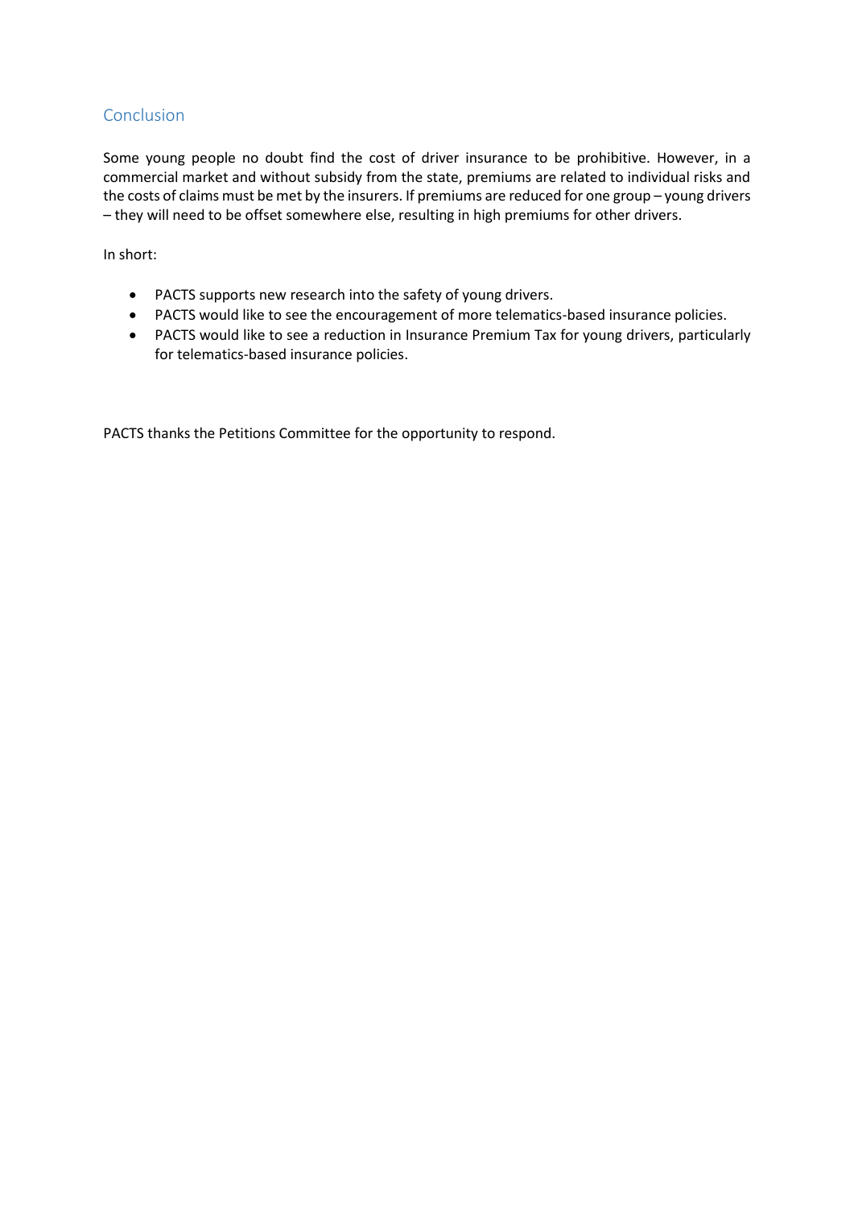## Conclusion

Some young people no doubt find the cost of driver insurance to be prohibitive. However, in a commercial market and without subsidy from the state, premiums are related to individual risks and the costs of claims must be met by the insurers. If premiums are reduced for one group – young drivers – they will need to be offset somewhere else, resulting in high premiums for other drivers.

In short:

- PACTS supports new research into the safety of young drivers.
- PACTS would like to see the encouragement of more telematics-based insurance policies.
- PACTS would like to see a reduction in Insurance Premium Tax for young drivers, particularly for telematics-based insurance policies.

PACTS thanks the Petitions Committee for the opportunity to respond.